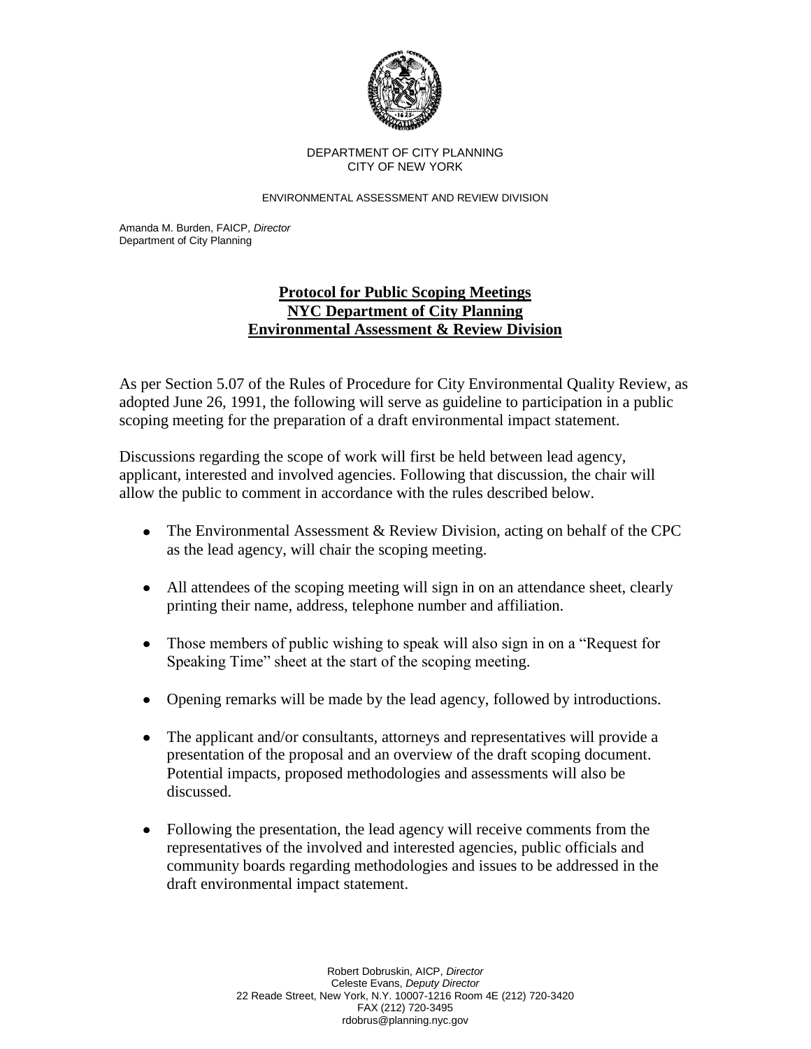DEPARTMENT OF CITY PLANNING
CITY OF NEW YORK

ENVIRONMENTAL ASSESSMENT AND REVIEW DIVISION

Amanda M. Burden, FAICP, *Director*
Department of City Planning

## **Protocol for Public Scoping Meetings**
## **NYC Department of City Planning**
## **Environmental Assessment & Review Division**

As per Section 5.07 of the Rules of Procedure for City Environmental Quality Review, as adopted June 26, 1991, the following will serve as guideline to participation in a public scoping meeting for the preparation of a draft environmental impact statement.

Discussions regarding the scope of work will first be held between lead agency, applicant, interested and involved agencies. Following that discussion, the chair will allow the public to comment in accordance with the rules described below.

- The Environmental Assessment & Review Division, acting on behalf of the CPC as the lead agency, will chair the scoping meeting.
- All attendees of the scoping meeting will sign in on an attendance sheet, clearly printing their name, address, telephone number and affiliation.
- Those members of public wishing to speak will also sign in on a "Request for Speaking Time" sheet at the start of the scoping meeting.
- Opening remarks will be made by the lead agency, followed by introductions.
- The applicant and/or consultants, attorneys and representatives will provide a presentation of the proposal and an overview of the draft scoping document. Potential impacts, proposed methodologies and assessments will also be discussed.
- Following the presentation, the lead agency will receive comments from the representatives of the involved and interested agencies, public officials and community boards regarding methodologies and issues to be addressed in the draft environmental impact statement.

Robert Dobruskin, AICP, *Director*
Celeste Evans, *Deputy Director*
22 Reade Street, New York, N.Y. 10007-1216 Room 4E (212) 720-3420
FAX (212) 720-3495
rdobrus@planning.nyc.gov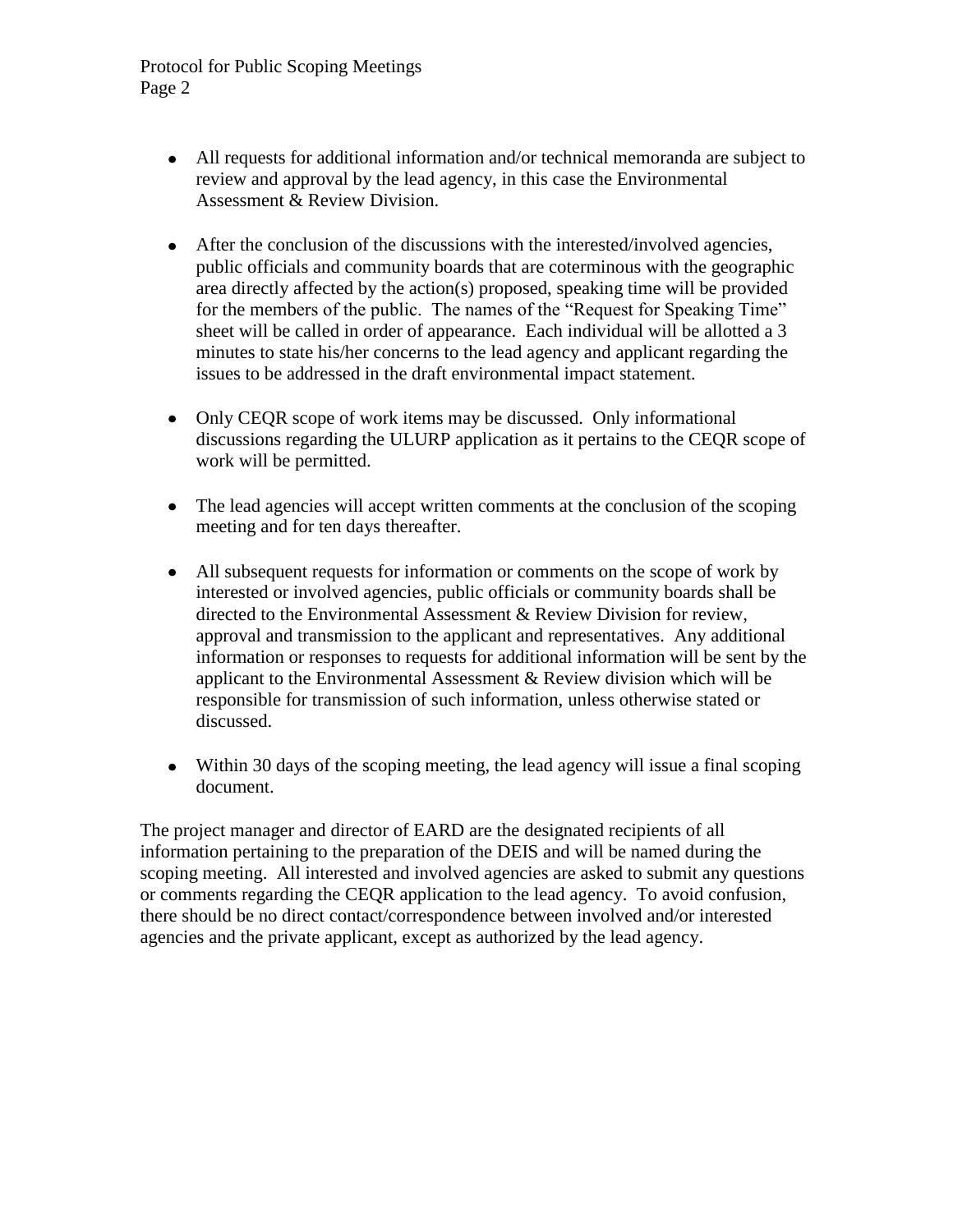- All requests for additional information and/or technical memoranda are subject to review and approval by the lead agency, in this case the Environmental Assessment & Review Division.

- After the conclusion of the discussions with the interested/involved agencies, public officials and community boards that are coterminous with the geographic area directly affected by the action(s) proposed, speaking time will be provided for the members of the public. The names of the "Request for Speaking Time" sheet will be called in order of appearance. Each individual will be allotted a 3 minutes to state his/her concerns to the lead agency and applicant regarding the issues to be addressed in the draft environmental impact statement.

- Only CEQR scope of work items may be discussed. Only informational discussions regarding the ULURP application as it pertains to the CEQR scope of work will be permitted.

- The lead agencies will accept written comments at the conclusion of the scoping meeting and for ten days thereafter.

- All subsequent requests for information or comments on the scope of work by interested or involved agencies, public officials or community boards shall be directed to the Environmental Assessment & Review Division for review, approval and transmission to the applicant and representatives. Any additional information or responses to requests for additional information will be sent by the applicant to the Environmental Assessment & Review division which will be responsible for transmission of such information, unless otherwise stated or discussed.

- Within 30 days of the scoping meeting, the lead agency will issue a final scoping document.

The project manager and director of EARD are the designated recipients of all information pertaining to the preparation of the DEIS and will be named during the scoping meeting. All interested and involved agencies are asked to submit any questions or comments regarding the CEQR application to the lead agency. To avoid confusion, there should be no direct contact/correspondence between involved and/or interested agencies and the private applicant, except as authorized by the lead agency.